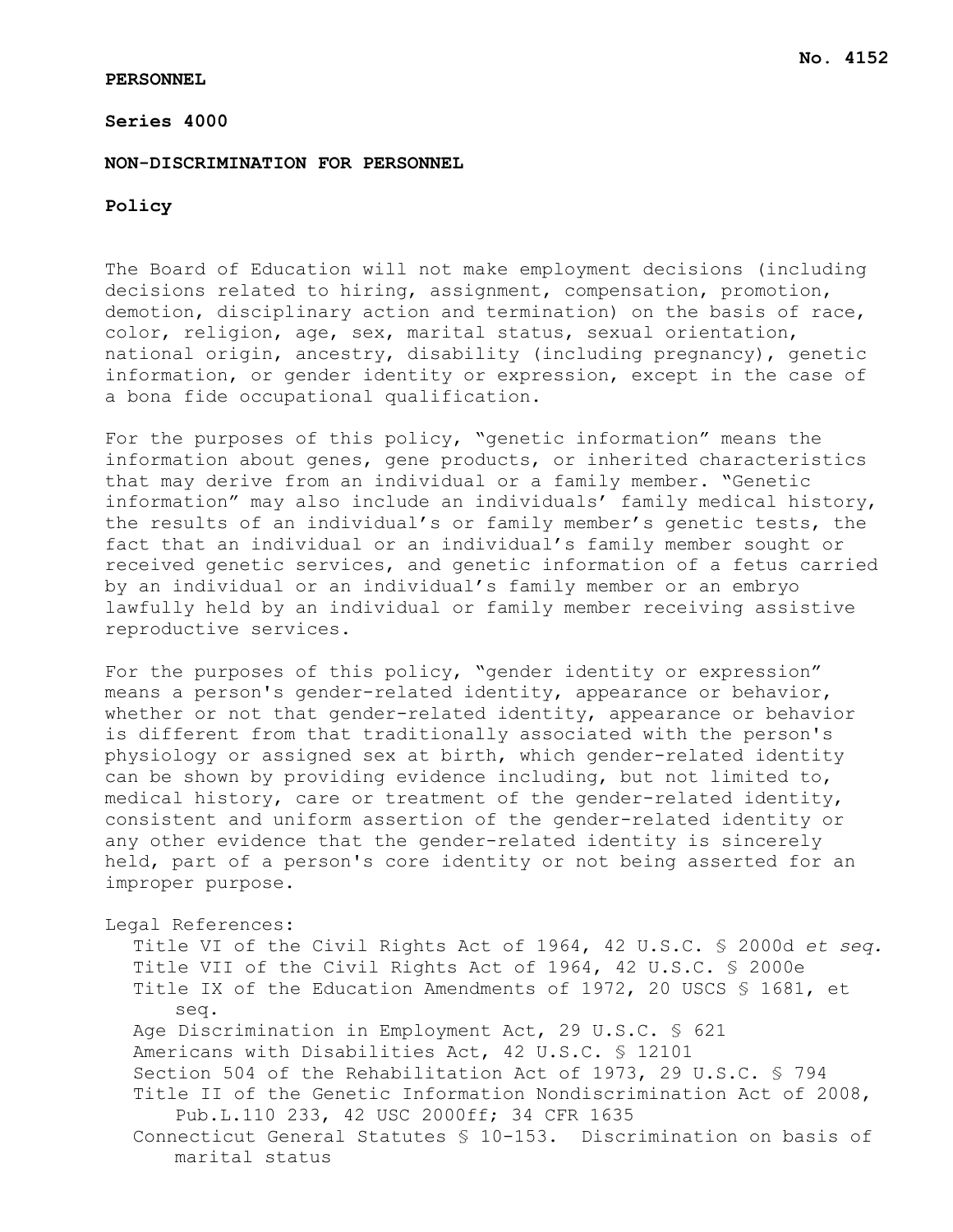**No. 4152**

**PERSONNEL**

**Series 4000**

**NON-DISCRIMINATION FOR PERSONNEL**

**Policy**

The Board of Education will not make employment decisions (including decisions related to hiring, assignment, compensation, promotion, demotion, disciplinary action and termination) on the basis of race, color, religion, age, sex, marital status, sexual orientation, national origin, ancestry, disability (including pregnancy), genetic information, or gender identity or expression, except in the case of a bona fide occupational qualification.

For the purposes of this policy, "genetic information" means the information about genes, gene products, or inherited characteristics that may derive from an individual or a family member. "Genetic information" may also include an individuals' family medical history, the results of an individual's or family member's genetic tests, the fact that an individual or an individual's family member sought or received genetic services, and genetic information of a fetus carried by an individual or an individual's family member or an embryo lawfully held by an individual or family member receiving assistive reproductive services.

For the purposes of this policy, "gender identity or expression" means a person's gender-related identity, appearance or behavior, whether or not that gender-related identity, appearance or behavior is different from that traditionally associated with the person's physiology or assigned sex at birth, which gender-related identity can be shown by providing evidence including, but not limited to, medical history, care or treatment of the gender-related identity, consistent and uniform assertion of the gender-related identity or any other evidence that the gender-related identity is sincerely held, part of a person's core identity or not being asserted for an improper purpose.

Legal References:

- Title VI of the Civil Rights Act of 1964, 42 U.S.C. § 2000d *et seq.*
- Title VII of the Civil Rights Act of 1964, 42 U.S.C. § 2000e
- Title IX of the Education Amendments of 1972, 20 USCS § 1681, et seq.
- Age Discrimination in Employment Act, 29 U.S.C. § 621
- Americans with Disabilities Act, 42 U.S.C. § 12101
- Section 504 of the Rehabilitation Act of 1973, 29 U.S.C. § 794
- Title II of the Genetic Information Nondiscrimination Act of 2008, Pub.L.110 233, 42 USC 2000ff; 34 CFR 1635
- Connecticut General Statutes § 10-153. Discrimination on basis of marital status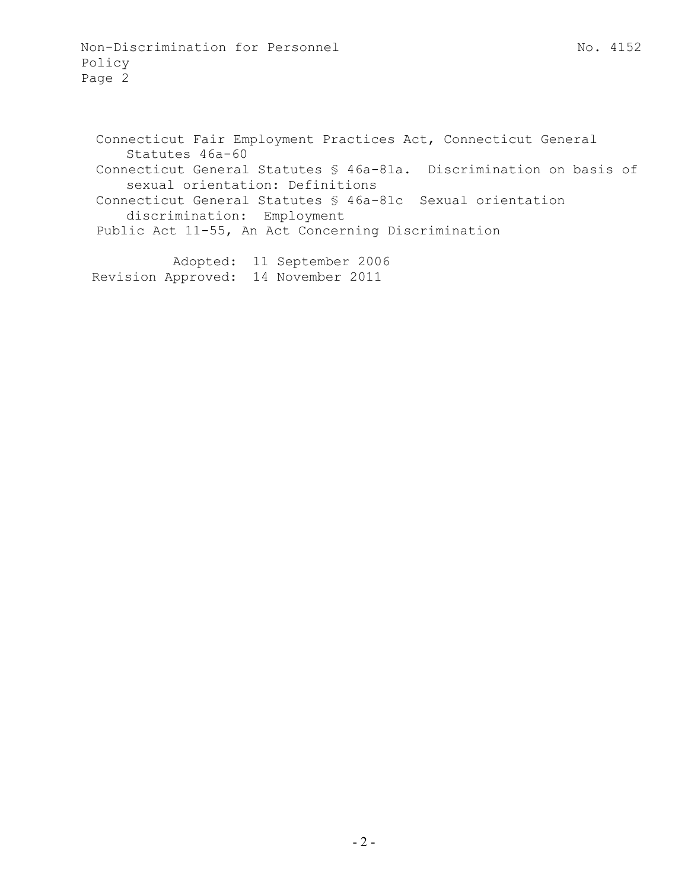Connecticut Fair Employment Practices Act, Connecticut General Statutes 46a-60

Connecticut General Statutes § 46a-81a. Discrimination on basis of sexual orientation: Definitions

Connecticut General Statutes § 46a-81c Sexual orientation discrimination: Employment

Public Act 11-55, An Act Concerning Discrimination

Adopted: 11 September 2006

Revision Approved: 14 November 2011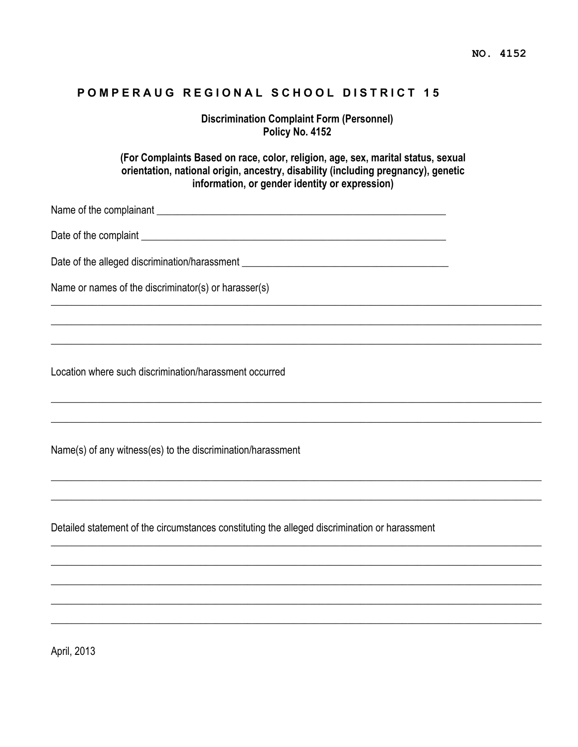NO. 4152

# POMPERAUG REGIONAL SCHOOL DISTRICT 15

**Discrimination Complaint Form (Personnel)**
**Policy No. 4152**

**(For Complaints Based on race, color, religion, age, sex, marital status, sexual orientation, national origin, ancestry, disability (including pregnancy), genetic information, or gender identity or expression)**

Name of the complainant ___________________________________________________________

Date of the complaint ______________________________________________________________

Date of the alleged discrimination/harassment ________________________________________

Name or names of the discriminator(s) or harasser(s)

_____________________________________________________________________________________

_____________________________________________________________________________________

_____________________________________________________________________________________

Location where such discrimination/harassment occurred

_____________________________________________________________________________________

_____________________________________________________________________________________

Name(s) of any witness(es) to the discrimination/harassment

_____________________________________________________________________________________

_____________________________________________________________________________________

Detailed statement of the circumstances constituting the alleged discrimination or harassment

_____________________________________________________________________________________

_____________________________________________________________________________________

_____________________________________________________________________________________

_____________________________________________________________________________________

_____________________________________________________________________________________

April, 2013